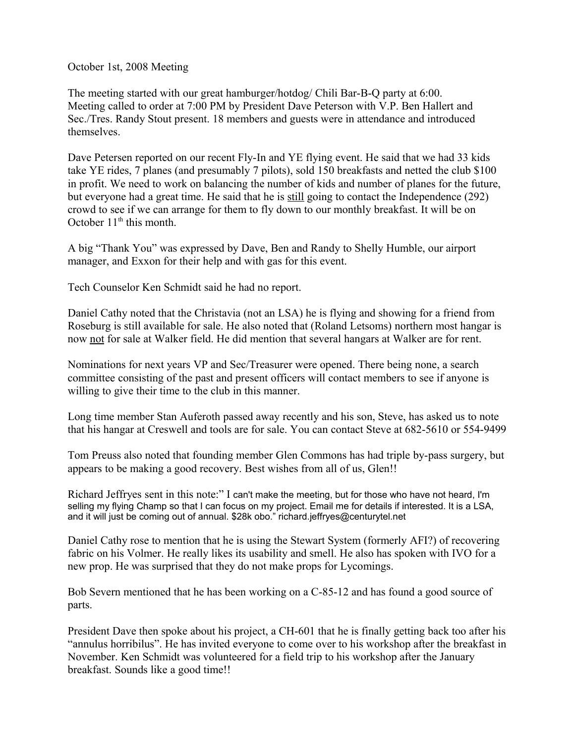October 1st, 2008 Meeting

The meeting started with our great hamburger/hotdog/ Chili Bar-B-Q party at 6:00. Meeting called to order at 7:00 PM by President Dave Peterson with V.P. Ben Hallert and Sec./Tres. Randy Stout present. 18 members and guests were in attendance and introduced themselves.

Dave Petersen reported on our recent Fly-In and YE flying event. He said that we had 33 kids take YE rides, 7 planes (and presumably 7 pilots), sold 150 breakfasts and netted the club $100 in profit. We need to work on balancing the number of kids and number of planes for the future, but everyone had a great time. He said that he is still going to contact the Independence (292) crowd to see if we can arrange for them to fly down to our monthly breakfast. It will be on October 11th this month.

A big “Thank You” was expressed by Dave, Ben and Randy to Shelly Humble, our airport manager, and Exxon for their help and with gas for this event.

Tech Counselor Ken Schmidt said he had no report.

Daniel Cathy noted that the Christavia (not an LSA) he is flying and showing for a friend from Roseburg is still available for sale. He also noted that (Roland Letsoms) northern most hangar is now not for sale at Walker field. He did mention that several hangars at Walker are for rent.

Nominations for next years VP and Sec/Treasurer were opened. There being none, a search committee consisting of the past and present officers will contact members to see if anyone is willing to give their time to the club in this manner.

Long time member Stan Auferoth passed away recently and his son, Steve, has asked us to note that his hangar at Creswell and tools are for sale. You can contact Steve at 682-5610 or 554-9499

Tom Preuss also noted that founding member Glen Commons has had triple by-pass surgery, but appears to be making a good recovery. Best wishes from all of us, Glen!!

Richard Jeffryes sent in this note:” I can't make the meeting, but for those who have not heard, I'm selling my flying Champ so that I can focus on my project. Email me for details if interested. It is a LSA, and it will just be coming out of annual. $28k obo.” richard.jeffryes@centurytel.net

Daniel Cathy rose to mention that he is using the Stewart System (formerly AFI?) of recovering fabric on his Volmer. He really likes its usability and smell. He also has spoken with IVO for a new prop. He was surprised that they do not make props for Lycomings.

Bob Severn mentioned that he has been working on a C-85-12 and has found a good source of parts.

President Dave then spoke about his project, a CH-601 that he is finally getting back too after his “annulus horribilus”. He has invited everyone to come over to his workshop after the breakfast in November. Ken Schmidt was volunteered for a field trip to his workshop after the January breakfast. Sounds like a good time!!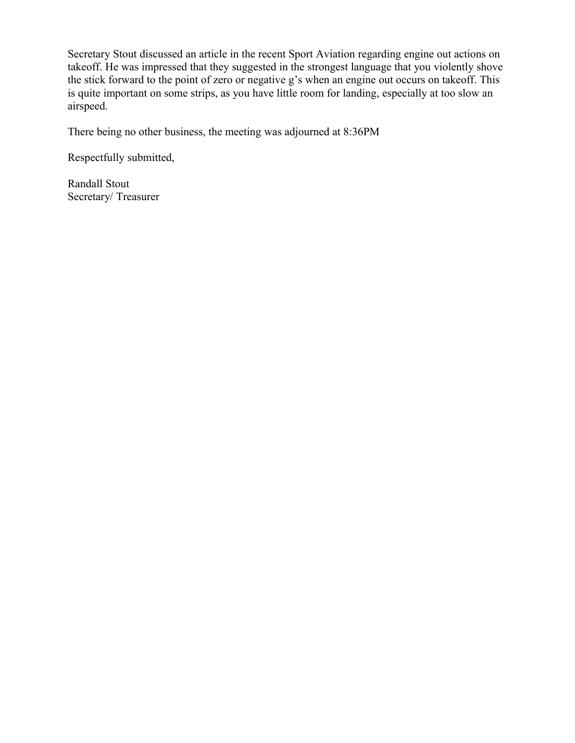Secretary Stout discussed an article in the recent Sport Aviation regarding engine out actions on takeoff. He was impressed that they suggested in the strongest language that you violently shove the stick forward to the point of zero or negative g's when an engine out occurs on takeoff. This is quite important on some strips, as you have little room for landing, especially at too slow an airspeed.

There being no other business, the meeting was adjourned at 8:36PM

Respectfully submitted,

Randall Stout  
Secretary/ Treasurer